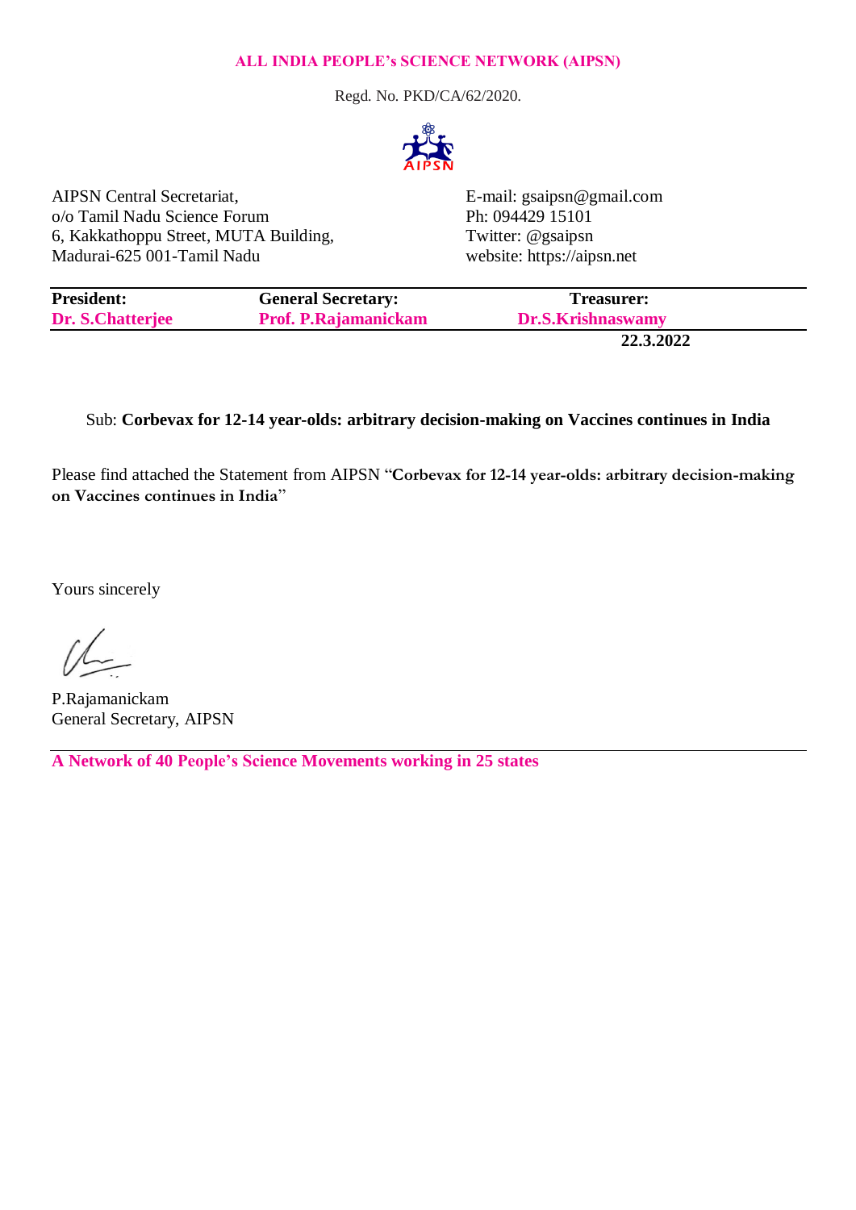**ALL INDIA PEOPLE's SCIENCE NETWORK (AIPSN)**

Regd. No. PKD/CA/62/2020.

AIPSN Central Secretariat,
o/o Tamil Nadu Science Forum
6, Kakkathoppu Street, MUTA Building,
Madurai-625 001-Tamil Nadu

E-mail: gsaipsn@gmail.com
Ph: 094429 15101
Twitter: @gsaipsn
website: https://aipsn.net

| **President:** | **General Secretary:** | **Treasurer:** |
|---|---|---|
| **Dr. S.Chatterjee** | **Prof. P.Rajamanickam** | **Dr.S.Krishnaswamy** |

**22.3.2022**

Sub: **Corbevax for 12-14 year-olds: arbitrary decision-making on Vaccines continues in India**

Please find attached the Statement from AIPSN "**Corbevax for 12-14 year-olds: arbitrary decision-making on Vaccines continues in India**"

Yours sincerely

P.Rajamanickam
General Secretary, AIPSN

**A Network of 40 People's Science Movements working in 25 states**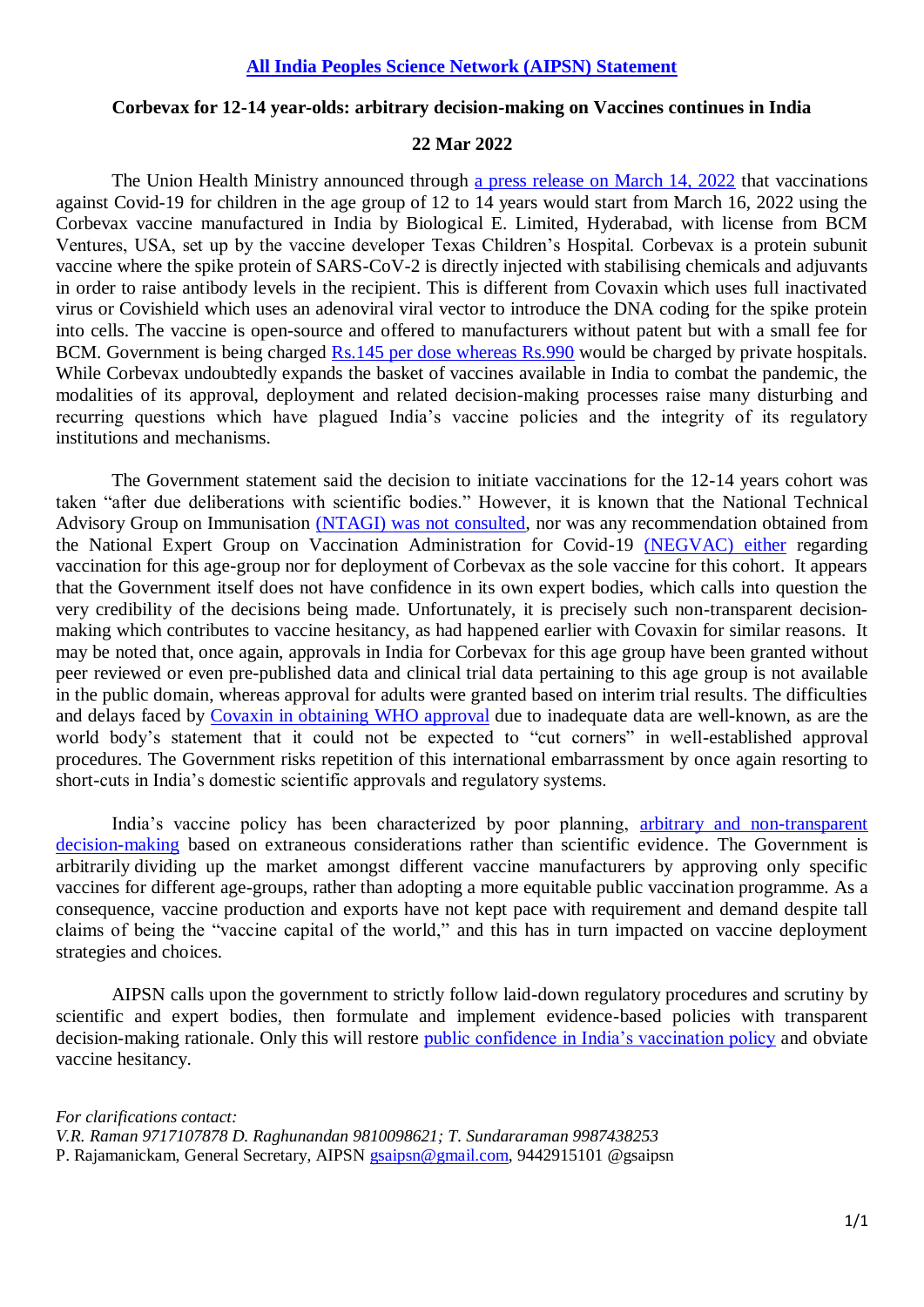## All India Peoples Science Network (AIPSN) Statement

### Corbevax for 12-14 year-olds: arbitrary decision-making on Vaccines continues in India

**22 Mar 2022**

The Union Health Ministry announced through a press release on March 14, 2022 that vaccinations against Covid-19 for children in the age group of 12 to 14 years would start from March 16, 2022 using the Corbevax vaccine manufactured in India by Biological E. Limited, Hyderabad, with license from BCM Ventures, USA, set up by the vaccine developer Texas Children's Hospital. Corbevax is a protein subunit vaccine where the spike protein of SARS-CoV-2 is directly injected with stabilising chemicals and adjuvants in order to raise antibody levels in the recipient. This is different from Covaxin which uses full inactivated virus or Covishield which uses an adenoviral viral vector to introduce the DNA coding for the spike protein into cells. The vaccine is open-source and offered to manufacturers without patent but with a small fee for BCM. Government is being charged Rs.145 per dose whereas Rs.990 would be charged by private hospitals. While Corbevax undoubtedly expands the basket of vaccines available in India to combat the pandemic, the modalities of its approval, deployment and related decision-making processes raise many disturbing and recurring questions which have plagued India's vaccine policies and the integrity of its regulatory institutions and mechanisms.

The Government statement said the decision to initiate vaccinations for the 12-14 years cohort was taken "after due deliberations with scientific bodies." However, it is known that the National Technical Advisory Group on Immunisation (NTAGI) was not consulted, nor was any recommendation obtained from the National Expert Group on Vaccination Administration for Covid-19 (NEGVAC) either regarding vaccination for this age-group nor for deployment of Corbevax as the sole vaccine for this cohort. It appears that the Government itself does not have confidence in its own expert bodies, which calls into question the very credibility of the decisions being made. Unfortunately, it is precisely such non-transparent decision-making which contributes to vaccine hesitancy, as had happened earlier with Covaxin for similar reasons. It may be noted that, once again, approvals in India for Corbevax for this age group have been granted without peer reviewed or even pre-published data and clinical trial data pertaining to this age group is not available in the public domain, whereas approval for adults were granted based on interim trial results. The difficulties and delays faced by Covaxin in obtaining WHO approval due to inadequate data are well-known, as are the world body's statement that it could not be expected to "cut corners" in well-established approval procedures. The Government risks repetition of this international embarrassment by once again resorting to short-cuts in India's domestic scientific approvals and regulatory systems.

India's vaccine policy has been characterized by poor planning, arbitrary and non-transparent decision-making based on extraneous considerations rather than scientific evidence. The Government is arbitrarily dividing up the market amongst different vaccine manufacturers by approving only specific vaccines for different age-groups, rather than adopting a more equitable public vaccination programme. As a consequence, vaccine production and exports have not kept pace with requirement and demand despite tall claims of being the "vaccine capital of the world," and this has in turn impacted on vaccine deployment strategies and choices.

AIPSN calls upon the government to strictly follow laid-down regulatory procedures and scrutiny by scientific and expert bodies, then formulate and implement evidence-based policies with transparent decision-making rationale. Only this will restore public confidence in India's vaccination policy and obviate vaccine hesitancy.

*For clarifications contact:*
*V.R. Raman 9717107878 D. Raghunandan 9810098621; T. Sundararaman 9987438253*
P. Rajamanickam, General Secretary, AIPSN gsaipsn@gmail.com, 9442915101 @gsaipsn